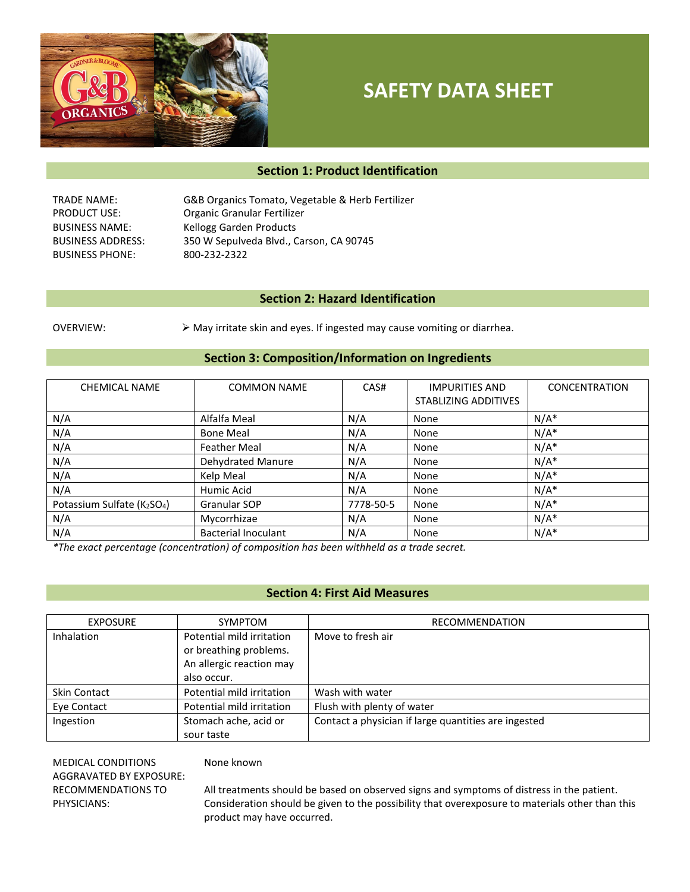# SAFETY DATA SHEET

## Section 1: Product Identification

| | |
|---|---|
| TRADE NAME: | G&B Organics Tomato, Vegetable & Herb Fertilizer |
| PRODUCT USE: | Organic Granular Fertilizer |
| BUSINESS NAME: | Kellogg Garden Products |
| BUSINESS ADDRESS: | 350 W Sepulveda Blvd., Carson, CA 90745 |
| BUSINESS PHONE: | 800-232-2322 |

## Section 2: Hazard Identification

OVERVIEW:

- May irritate skin and eyes. If ingested may cause vomiting or diarrhea.

## Section 3: Composition/Information on Ingredients

| CHEMICAL NAME | COMMON NAME | CAS# | IMPURITIES AND STABLIZING ADDITIVES | CONCENTRATION |
|---|---|---|---|---|
| N/A | Alfalfa Meal | N/A | None | N/A* |
| N/A | Bone Meal | N/A | None | N/A* |
| N/A | Feather Meal | N/A | None | N/A* |
| N/A | Dehydrated Manure | N/A | None | N/A* |
| N/A | Kelp Meal | N/A | None | N/A* |
| N/A | Humic Acid | N/A | None | N/A* |
| Potassium Sulfate ($K_2SO_4$) | Granular SOP | 7778-50-5 | None | N/A* |
| N/A | Mycorrhizae | N/A | None | N/A* |
| N/A | Bacterial Inoculant | N/A | None | N/A* |

*\*The exact percentage (concentration) of composition has been withheld as a trade secret.*

## Section 4: First Aid Measures

| EXPOSURE | SYMPTOM | RECOMMENDATION |
|---|---|---|
| Inhalation | Potential mild irritation or breathing problems. An allergic reaction may also occur. | Move to fresh air |
| Skin Contact | Potential mild irritation | Wash with water |
| Eye Contact | Potential mild irritation | Flush with plenty of water |
| Ingestion | Stomach ache, acid or sour taste | Contact a physician if large quantities are ingested |

| | |
|---|---|
| MEDICAL CONDITIONS AGGRAVATED BY EXPOSURE: | None known |
| RECOMMENDATIONS TO PHYSICIANS: | All treatments should be based on observed signs and symptoms of distress in the patient. Consideration should be given to the possibility that overexposure to materials other than this product may have occurred. |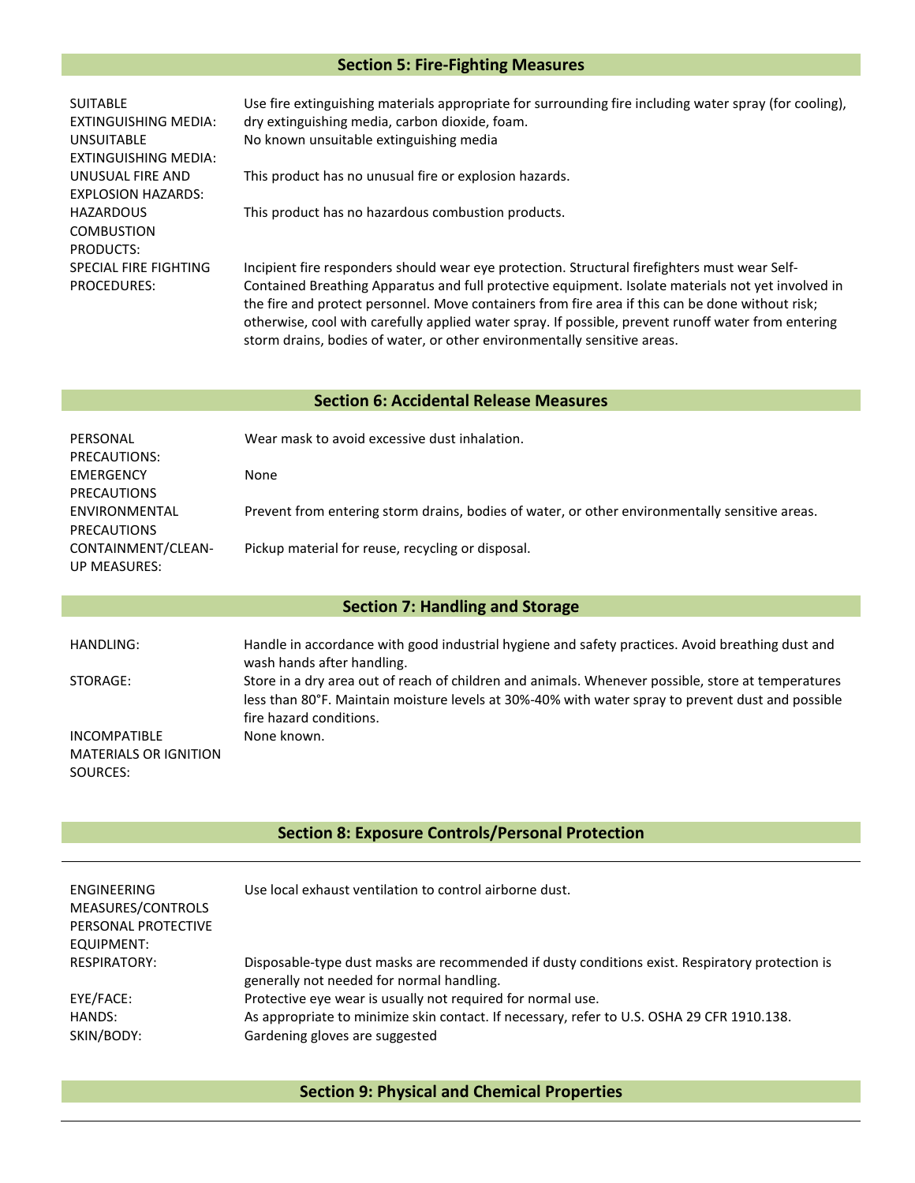## Section 5: Fire-Fighting Measures

| | |
|---|---|
| SUITABLE EXTINGUISHING MEDIA: | Use fire extinguishing materials appropriate for surrounding fire including water spray (for cooling), dry extinguishing media, carbon dioxide, foam. |
| UNSUITABLE EXTINGUISHING MEDIA: | No known unsuitable extinguishing media |
| UNUSUAL FIRE AND EXPLOSION HAZARDS: | This product has no unusual fire or explosion hazards. |
| HAZARDOUS COMBUSTION PRODUCTS: | This product has no hazardous combustion products. |
| SPECIAL FIRE FIGHTING PROCEDURES: | Incipient fire responders should wear eye protection. Structural firefighters must wear Self-Contained Breathing Apparatus and full protective equipment. Isolate materials not yet involved in the fire and protect personnel. Move containers from fire area if this can be done without risk; otherwise, cool with carefully applied water spray. If possible, prevent runoff water from entering storm drains, bodies of water, or other environmentally sensitive areas. |

## Section 6: Accidental Release Measures

| | |
|---|---|
| PERSONAL PRECAUTIONS: | Wear mask to avoid excessive dust inhalation. |
| EMERGENCY PRECAUTIONS | None |
| ENVIRONMENTAL PRECAUTIONS | Prevent from entering storm drains, bodies of water, or other environmentally sensitive areas. |
| CONTAINMENT/CLEAN-UP MEASURES: | Pickup material for reuse, recycling or disposal. |

## Section 7: Handling and Storage

| | |
|---|---|
| HANDLING: | Handle in accordance with good industrial hygiene and safety practices. Avoid breathing dust and wash hands after handling. |
| STORAGE: | Store in a dry area out of reach of children and animals. Whenever possible, store at temperatures less than 80°F. Maintain moisture levels at 30%-40% with water spray to prevent dust and possible fire hazard conditions. |
| INCOMPATIBLE MATERIALS OR IGNITION SOURCES: | None known. |

## Section 8: Exposure Controls/Personal Protection

| | |
|---|---|
| ENGINEERING MEASURES/CONTROLS | Use local exhaust ventilation to control airborne dust. |
| PERSONAL PROTECTIVE EQUIPMENT: | |
| RESPIRATORY: | Disposable-type dust masks are recommended if dusty conditions exist. Respiratory protection is generally not needed for normal handling. |
| EYE/FACE: | Protective eye wear is usually not required for normal use. |
| HANDS: | As appropriate to minimize skin contact. If necessary, refer to U.S. OSHA 29 CFR 1910.138. |
| SKIN/BODY: | Gardening gloves are suggested |

## Section 9: Physical and Chemical Properties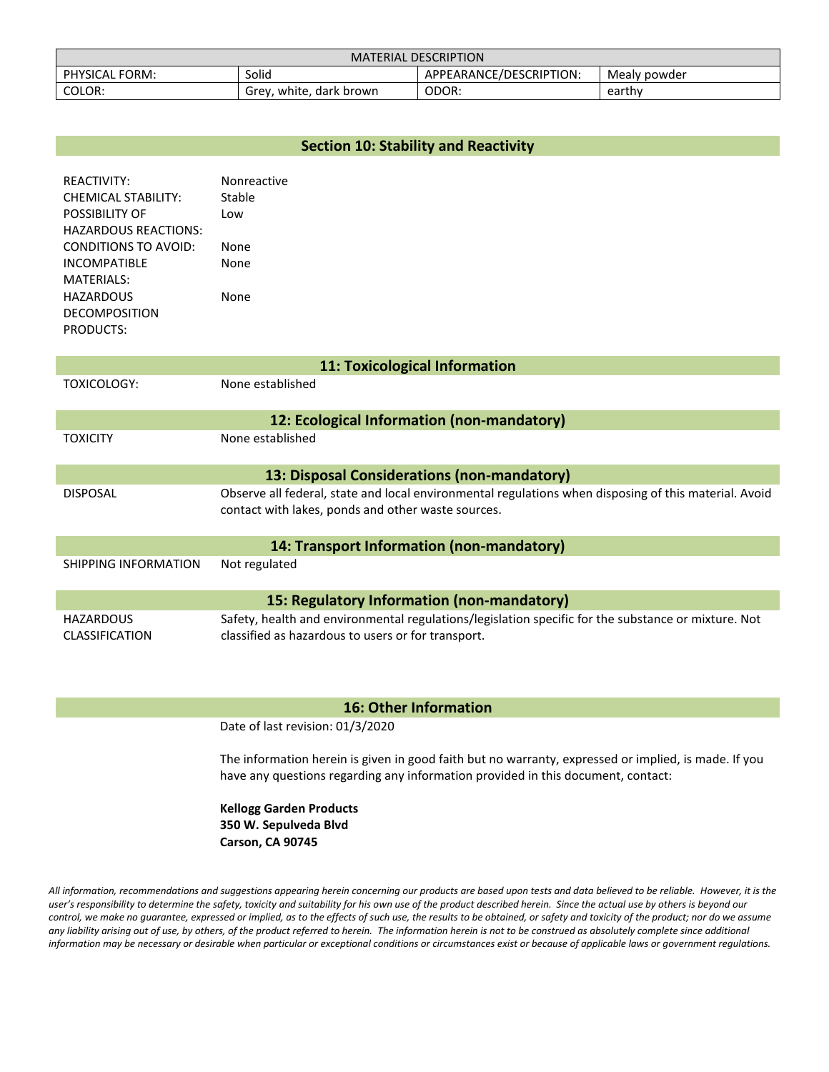| MATERIAL DESCRIPTION | | | |
| --- | --- | --- | --- |
| PHYSICAL FORM: | Solid | APPEARANCE/DESCRIPTION: | Mealy powder |
| COLOR: | Grey, white, dark brown | ODOR: | earthy |

## Section 10: Stability and Reactivity

| | |
| --- | --- |
| REACTIVITY: | Nonreactive |
| CHEMICAL STABILITY: | Stable |
| POSSIBILITY OF HAZARDOUS REACTIONS: | Low |
| CONDITIONS TO AVOID: | None |
| INCOMPATIBLE MATERIALS: | None |
| HAZARDOUS DECOMPOSITION PRODUCTS: | None |

## 11: Toxicological Information

| | |
| --- | --- |
| TOXICOLOGY: | None established |

## 12: Ecological Information (non-mandatory)

| | |
| --- | --- |
| TOXICITY | None established |

## 13: Disposal Considerations (non-mandatory)

| | |
| --- | --- |
| DISPOSAL | Observe all federal, state and local environmental regulations when disposing of this material. Avoid contact with lakes, ponds and other waste sources. |

## 14: Transport Information (non-mandatory)

| | |
| --- | --- |
| SHIPPING INFORMATION | Not regulated |

## 15: Regulatory Information (non-mandatory)

| | |
| --- | --- |
| HAZARDOUS CLASSIFICATION | Safety, health and environmental regulations/legislation specific for the substance or mixture. Not classified as hazardous to users or for transport. |

## 16: Other Information

Date of last revision: 01/3/2020

The information herein is given in good faith but no warranty, expressed or implied, is made. If you have any questions regarding any information provided in this document, contact:

**Kellogg Garden Products**
**350 W. Sepulveda Blvd**
**Carson, CA 90745**

*All information, recommendations and suggestions appearing herein concerning our products are based upon tests and data believed to be reliable. However, it is the user's responsibility to determine the safety, toxicity and suitability for his own use of the product described herein. Since the actual use by others is beyond our control, we make no guarantee, expressed or implied, as to the effects of such use, the results to be obtained, or safety and toxicity of the product; nor do we assume any liability arising out of use, by others, of the product referred to herein. The information herein is not to be construed as absolutely complete since additional information may be necessary or desirable when particular or exceptional conditions or circumstances exist or because of applicable laws or government regulations.*